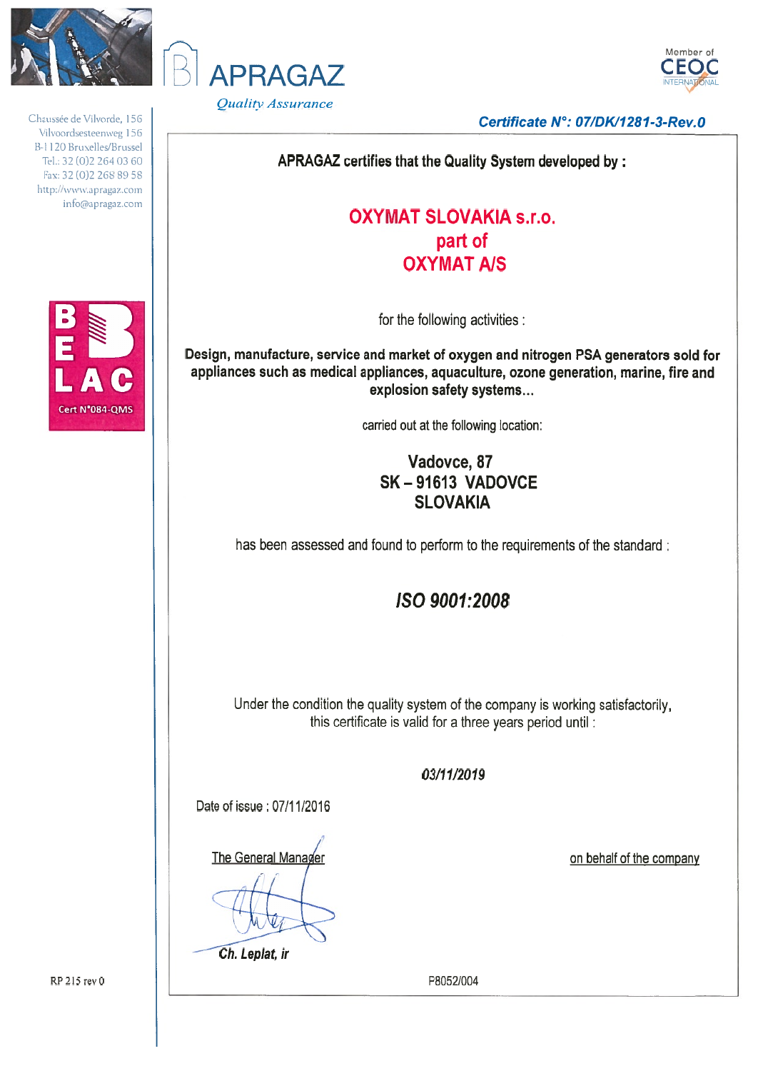APRAGAZ

*Quality Assurance*

Member of CEOC INTERNATIONAL

Chaussée de Vilvorde, 156
Vilvoordsesteenweg 156
B-1120 Bruxelles/Brussel
Tel.: 32 (0)2 264 03 60
Fax: 32 (0)2 268 89 58
http://www.apragaz.com
info@apragaz.com

BELAC
Cert N°084-QMS

***Certificate N°: 07/DK/1281-3-Rev.0***

**APRAGAZ certifies that the Quality System developed by :**

## OXYMAT SLOVAKIA s.r.o.
## part of
## OXYMAT A/S

for the following activities :

**Design, manufacture, service and market of oxygen and nitrogen PSA generators sold for appliances such as medical appliances, aquaculture, ozone generation, marine, fire and explosion safety systems...**

carried out at the following location:

**Vadovce, 87**
**SK – 91613 VADOVCE**
**SLOVAKIA**

has been assessed and found to perform to the requirements of the standard :

## *ISO 9001:2008*

Under the condition the quality system of the company is working satisfactorily, this certificate is valid for a three years period until :

***03/11/2019***

Date of issue : 07/11/2016

The General Manager

**Ch. Leplat, ir**

on behalf of the company

RP 215 rev 0

P8052/004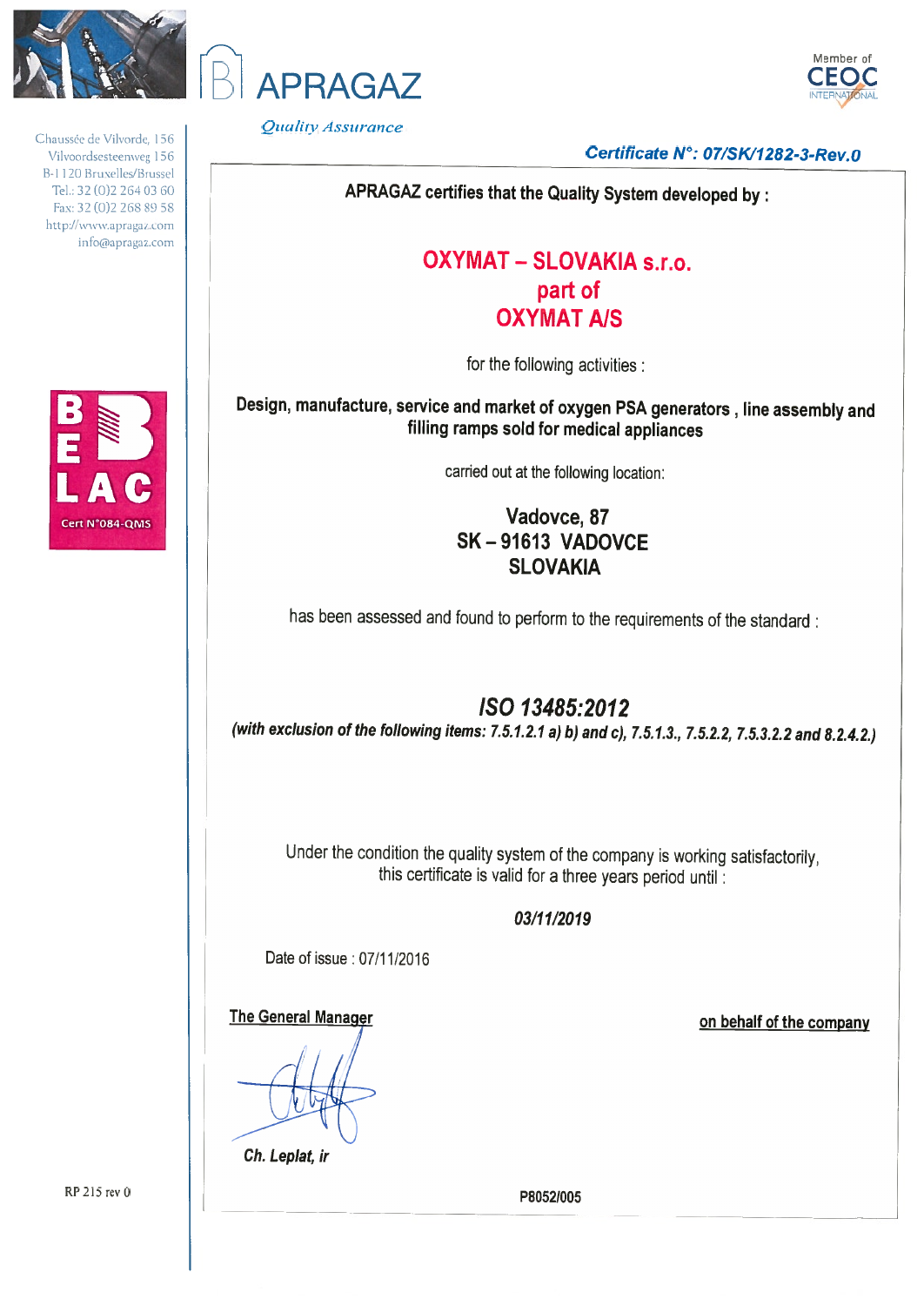APRAGAZ

*Quality Assurance*

Member of CEOC INTERNATIONAL

Chaussée de Vilvorde, 156
Vilvoordsesteenweg 156
B-1120 Bruxelles/Brussel
Tel.: 32 (0)2 264 03 60
Fax: 32 (0)2 268 89 58
http://www.apragaz.com
info@apragaz.com

BELAC Cert N°084-QMS

***Certificate N°: 07/SK/1282-3-Rev.0***

**APRAGAZ certifies that the Quality System developed by :**

## OXYMAT – SLOVAKIA s.r.o.
## part of
## OXYMAT A/S

for the following activities :

**Design, manufacture, service and market of oxygen PSA generators , line assembly and filling ramps sold for medical appliances**

carried out at the following location:

**Vadovce, 87**
**SK – 91613 VADOVCE**
**SLOVAKIA**

has been assessed and found to perform to the requirements of the standard :

## *ISO 13485:2012*

***(with exclusion of the following items: 7.5.1.2.1 a) b) and c), 7.5.1.3., 7.5.2.2, 7.5.3.2.2 and 8.2.4.2.)***

Under the condition the quality system of the company is working satisfactorily, this certificate is valid for a three years period until :

***03/11/2019***

Date of issue : 07/11/2016

**The General Manager**

*Ch. Leplat, ir*

**on behalf of the company**

RP 215 rev 0

P8052/005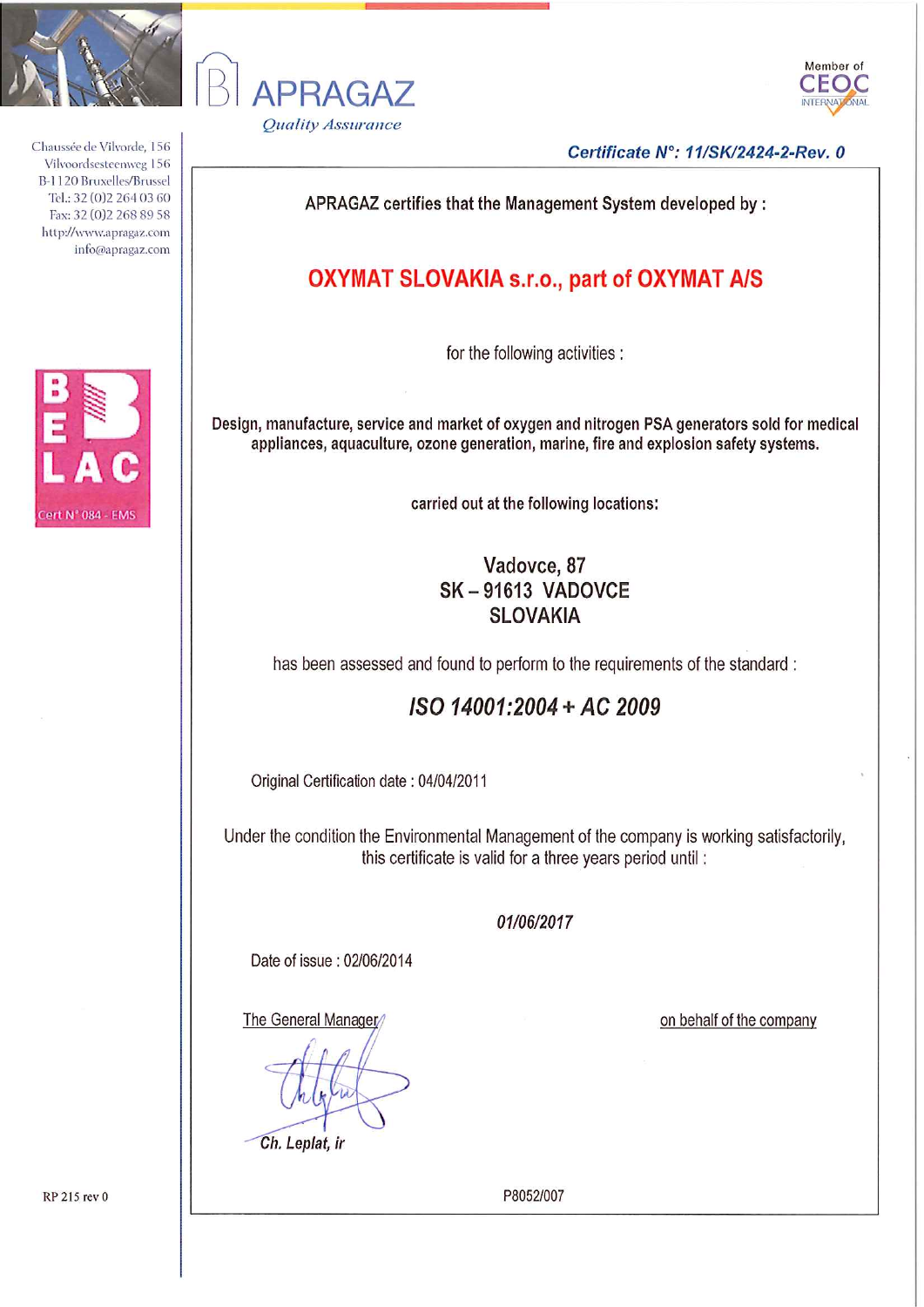# APRAGAZ

*Quality Assurance*

Member of CEOC INTERNATIONAL

Chaussée de Vilvorde, 156
Vilvoordsesteenweg 156
B-1120 Bruxelles/Brussel
Tel.: 32 (0)2 264 03 60
Fax: 32 (0)2 268 89 58
http://www.apragaz.com
info@apragaz.com

BELAC
Cert N° 084 - EMS

***Certificate N°: 11/SK/2424-2-Rev. 0***

APRAGAZ certifies that the Management System developed by :

## OXYMAT SLOVAKIA s.r.o., part of OXYMAT A/S

for the following activities :

**Design, manufacture, service and market of oxygen and nitrogen PSA generators sold for medical appliances, aquaculture, ozone generation, marine, fire and explosion safety systems.**

carried out at the following locations:

Vadovce, 87
SK – 91613 VADOVCE
SLOVAKIA

has been assessed and found to perform to the requirements of the standard :

## *ISO 14001:2004 + AC 2009*

Original Certification date : 04/04/2011

Under the condition the Environmental Management of the company is working satisfactorily, this certificate is valid for a three years period until :

***01/06/2017***

Date of issue : 02/06/2014

The General Manager

*Ch. Leplat, ir*

on behalf of the company

RP 215 rev 0

P8052/007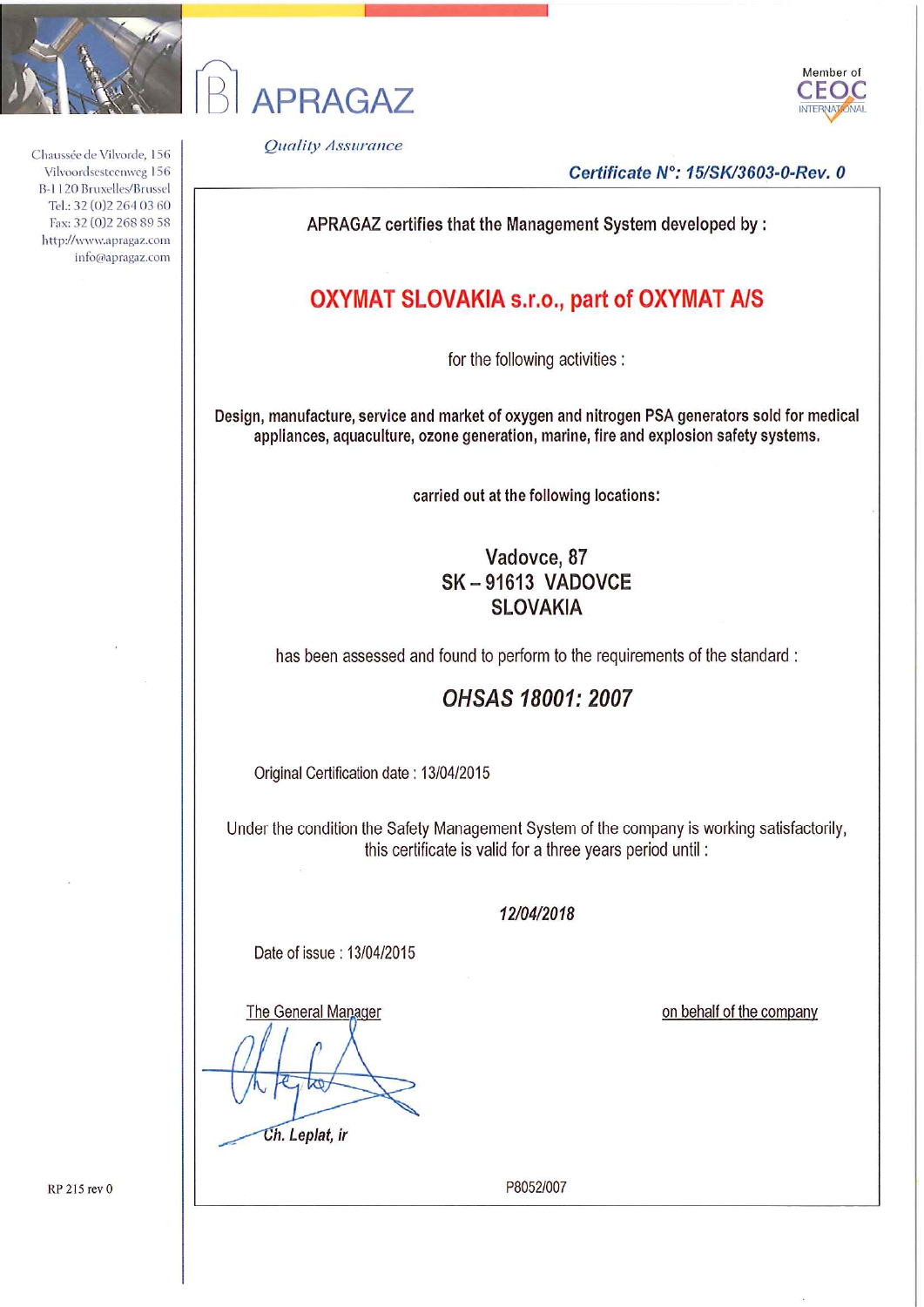# APRAGAZ

*Quality Assurance*

Member of CEOC INTERNATIONAL

Chaussée de Vilvorde, 156
Vilvoordsesteenweg 156
B-1120 Bruxelles/Brussel
Tel.: 32 (0)2 264 03 60
Fax: 32 (0)2 268 89 58
http://www.apragaz.com
info@apragaz.com

***Certificate N°: 15/SK/3603-0-Rev. 0***

APRAGAZ certifies that the Management System developed by :

## OXYMAT SLOVAKIA s.r.o., part of OXYMAT A/S

for the following activities :

**Design, manufacture, service and market of oxygen and nitrogen PSA generators sold for medical appliances, aquaculture, ozone generation, marine, fire and explosion safety systems.**

**carried out at the following locations:**

**Vadovce, 87**
**SK – 91613 VADOVCE**
**SLOVAKIA**

has been assessed and found to perform to the requirements of the standard :

***OHSAS 18001: 2007***

Original Certification date : 13/04/2015

Under the condition the Safety Management System of the company is working satisfactorily, this certificate is valid for a three years period until :

***12/04/2018***

Date of issue : 13/04/2015

The General Manager

*Ch. Leplat, ir*

on behalf of the company

RP 215 rev 0

P8052/007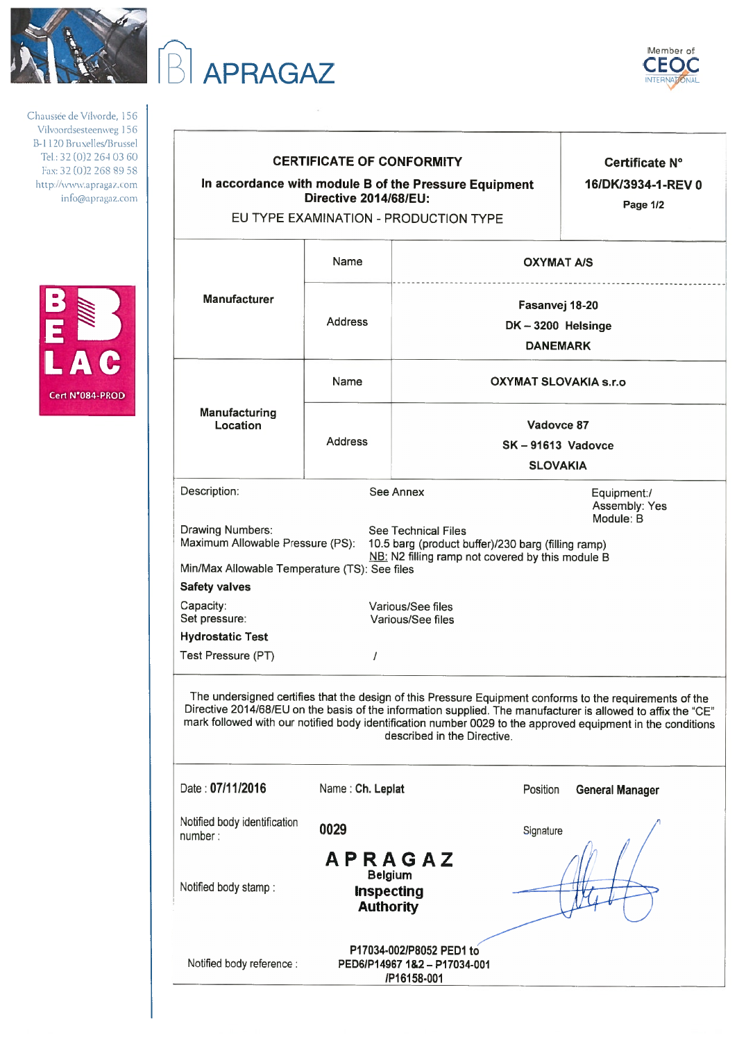# APRAGAZ

Member of CEOC INTERNATIONAL

Chaussée de Vilvorde, 156
Vilvoordsesteenweg 156
B-1120 Bruxelles/Brussel
Tel : 32 (0)2 264 03 60
Fax: 32 (0)2 268 89 58
http://www.apragaz.com
info@apragaz.com

BELAC Cert N°084-PROD

| **CERTIFICATE OF CONFORMITY**<br>**In accordance with module B of the Pressure Equipment Directive 2014/68/EU:**<br>EU TYPE EXAMINATION - PRODUCTION TYPE | | | **Certificate N°**<br>**16/DK/3934-1-REV 0**<br>**Page 1/2** |
|---|---|---|---|
| **Manufacturer** | Name | **OXYMAT A/S** | |
| | Address | **Fasanvej 18-20**<br>**DK – 3200 Helsinge**<br>**DANEMARK** | |
| **Manufacturing Location** | Name | **OXYMAT SLOVAKIA s.r.o** | |
| | Address | **Vadovce 87**<br>**SK – 91613 Vadovce**<br>**SLOVAKIA** | |

Description: See Annex — Equipment:/ Assembly: Yes, Module: B

Drawing Numbers: See Technical Files

Maximum Allowable Pressure (PS): 10.5 barg (product buffer)/230 barg (filling ramp)
NB: N2 filling ramp not covered by this module B

Min/Max Allowable Temperature (TS): See files

**Safety valves**

Capacity: Various/See files
Set pressure: Various/See files

**Hydrostatic Test**

Test Pressure (PT) /

The undersigned certifies that the design of this Pressure Equipment conforms to the requirements of the Directive 2014/68/EU on the basis of the information supplied. The manufacturer is allowed to affix the "CE" mark followed with our notified body identification number 0029 to the approved equipment in the conditions described in the Directive.

Date : **07/11/2016** Name : **Ch. Leplat** Position **General Manager**

Notified body identification number : **0029** Signature

Notified body stamp : **APRAGAZ Belgium Inspecting Authority**

Notified body reference : **P17034-002/P8052 PED1 to PED6/P14967 1&2 – P17034-001 /P16158-001**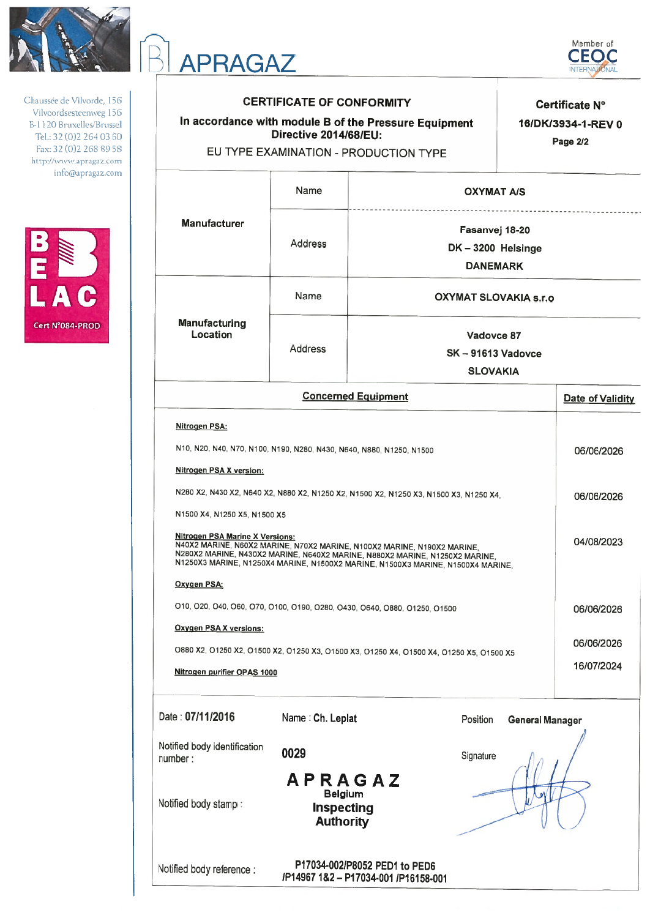APRAGAZ

Member of CEOC INTERNATIONAL

Chaussée de Vilvorde, 156
Vilvoordsesteenweg 156
B-1120 Bruxelles/Brussel
Tel.: 32 (0)2 264 03 60
Fax: 32 (0)2 268 89 58
http://www.apragaz.com
info@apragaz.com

BELAC Cert N°084-PROD

| CERTIFICATE OF CONFORMITY<br>In accordance with module B of the Pressure Equipment Directive 2014/68/EU:<br>EU TYPE EXAMINATION - PRODUCTION TYPE | Certificate N°<br>16/DK/3934-1-REV 0<br>Page 2/2 |
|---|---|

| | | |
|---|---|---|
| **Manufacturer** | Name | **OXYMAT A/S** |
| | Address | **Fasanvej 18-20**<br>**DK – 3200 Helsinge**<br>**DANEMARK** |
| **Manufacturing Location** | Name | **OXYMAT SLOVAKIA s.r.o** |
| | Address | **Vadovce 87**<br>**SK – 91613 Vadovce**<br>**SLOVAKIA** |

| Concerned Equipment | Date of Validity |
|---|---|
| **Nitrogen PSA:** | |
| N10, N20, N40, N70, N100, N190, N280, N430, N640, N880, N1250, N1500 | 06/06/2026 |
| **Nitrogen PSA X version:** | |
| N280 X2, N430 X2, N640 X2, N880 X2, N1250 X2, N1500 X2, N1250 X3, N1500 X3, N1250 X4, N1500 X4, N1250 X5, N1500 X5 | 06/06/2026 |
| **Nitrogen PSA Marine X Versions:** N40X2 MARINE, N60X2 MARINE, N70X2 MARINE, N100X2 MARINE, N190X2 MARINE, N280X2 MARINE, N430X2 MARINE, N640X2 MARINE, N880X2 MARINE, N1250X2 MARINE, N1250X3 MARINE, N1250X4 MARINE, N1500X2 MARINE, N1500X3 MARINE, N1500X4 MARINE, | 04/08/2023 |
| **Oxygen PSA:** | |
| O10, O20, O40, O60, O70, O100, O190, O280, O430, O640, O880, O1250, O1500 | 06/06/2026 |
| **Oxygen PSA X versions:** | |
| O880 X2, O1250 X2, O1500 X2, O1250 X3, O1500 X3, O1250 X4, O1500 X4, O1250 X5, O1500 X5 | 06/06/2026 |
| **Nitrogen purifier OPAS 1000** | 16/07/2024 |

| | | | |
|---|---|---|---|
| Date : **07/11/2016** | Name : **Ch. Leplat** | Position | **General Manager** |
| Notified body identification number : | **0029** | Signature | |
| Notified body stamp : | **APRAGAZ Belgium Inspecting Authority** | | |
| Notified body reference : | **P17034-002/P8052 PED1 to PED6 /P14967 1&2 – P17034-001 /P16158-001** | | |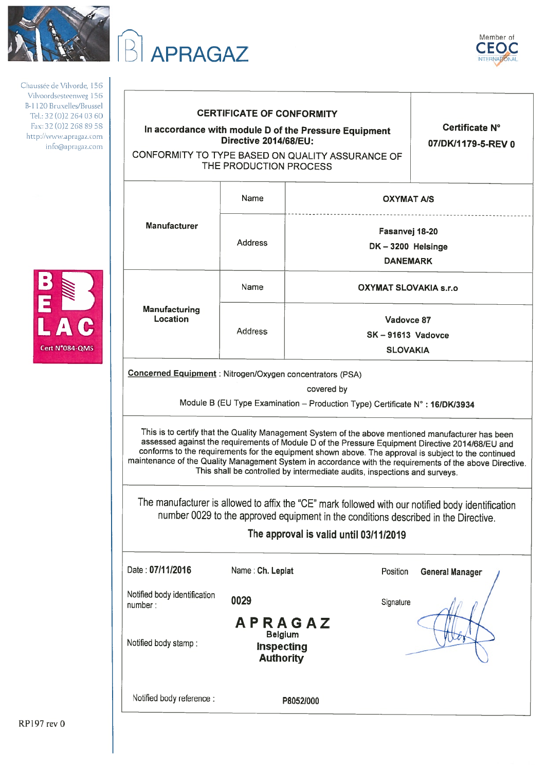APRAGAZ

Member of CEOC INTERNATIONAL

Chaussée de Vilvorde, 156
Vilvoordsesteenweg 156
B-1120 Bruxelles/Brussel
Tel.: 32 (0)2 264 03 60
Fax: 32 (0)2 268 89 58
http://www.apragaz.com
info@apragaz.com

BELAC Cert N°084-QMS

| **CERTIFICATE OF CONFORMITY**<br>**In accordance with module D of the Pressure Equipment Directive 2014/68/EU:**<br>CONFORMITY TO TYPE BASED ON QUALITY ASSURANCE OF THE PRODUCTION PROCESS | **Certificate N°**<br>**07/DK/1179-5-REV 0** |
|---|---|

| | | |
|---|---|---|
| **Manufacturer** | Name | **OXYMAT A/S** |
| | Address | **Fasanvej 18-20**<br>**DK – 3200 Helsinge**<br>**DANEMARK** |
| **Manufacturing Location** | Name | **OXYMAT SLOVAKIA s.r.o** |
| | Address | **Vadovce 87**<br>**SK – 91613 Vadovce**<br>**SLOVAKIA** |

**Concerned Equipment** : Nitrogen/Oxygen concentrators (PSA)

covered by

Module B (EU Type Examination – Production Type) Certificate N° : **16/DK/3934**

This is to certify that the Quality Management System of the above mentioned manufacturer has been assessed against the requirements of Module D of the Pressure Equipment Directive 2014/68/EU and conforms to the requirements for the equipment shown above. The approval is subject to the continued maintenance of the Quality Management System in accordance with the requirements of the above Directive. This shall be controlled by intermediate audits, inspections and surveys.

The manufacturer is allowed to affix the "CE" mark followed with our notified body identification number 0029 to the approved equipment in the conditions described in the Directive.

**The approval is valid until 03/11/2019**

| | | |
|---|---|---|
| Date : **07/11/2016** | Name : **Ch. Leplat** | Position **General Manager** |
| Notified body identification number : | **0029** | Signature |
| Notified body stamp : | **APRAGAZ Belgium Inspecting Authority** | |
| Notified body reference : | **P8052/000** | |

RP197 rev 0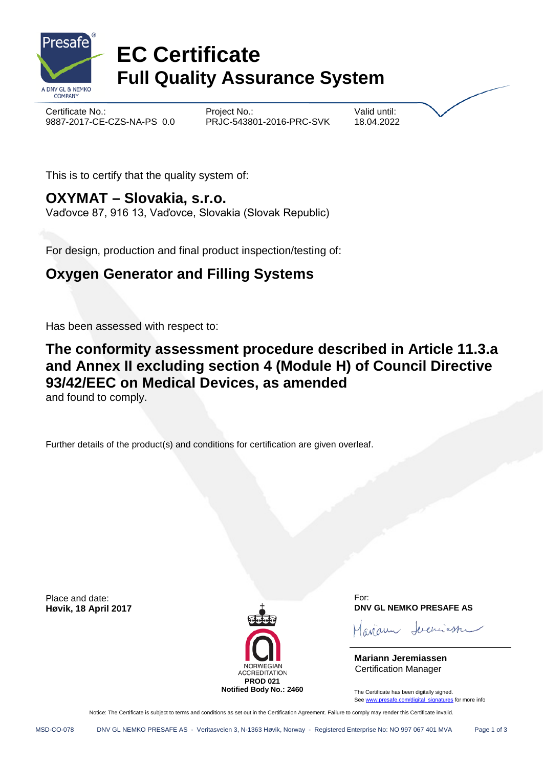# EC Certificate
## Full Quality Assurance System

| Certificate No.: | Project No.: | Valid until: |
|---|---|---|
| 9887-2017-CE-CZS-NA-PS 0.0 | PRJC-543801-2016-PRC-SVK | 18.04.2022 |

This is to certify that the quality system of:

## OXYMAT – Slovakia, s.r.o.

Vaďovce 87, 916 13, Vaďovce, Slovakia (Slovak Republic)

For design, production and final product inspection/testing of:

## Oxygen Generator and Filling Systems

Has been assessed with respect to:

## The conformity assessment procedure described in Article 11.3.a and Annex II excluding section 4 (Module H) of Council Directive 93/42/EEC on Medical Devices, as amended

and found to comply.

Further details of the product(s) and conditions for certification are given overleaf.

Place and date:
**Høvik, 18 April 2017**

NORWEGIAN ACCREDITATION
**PROD 021**
**Notified Body No.: 2460**

For:
**DNV GL NEMKO PRESAFE AS**

**Mariann Jeremiassen**
Certification Manager

The Certificate has been digitally signed.
See www.presafe.com/digital_signatures for more info

Notice: The Certificate is subject to terms and conditions as set out in the Certification Agreement. Failure to comply may render this Certificate invalid.

MSD-CO-078 DNV GL NEMKO PRESAFE AS - Veritasveien 3, N-1363 Høvik, Norway - Registered Enterprise No: NO 997 067 401 MVA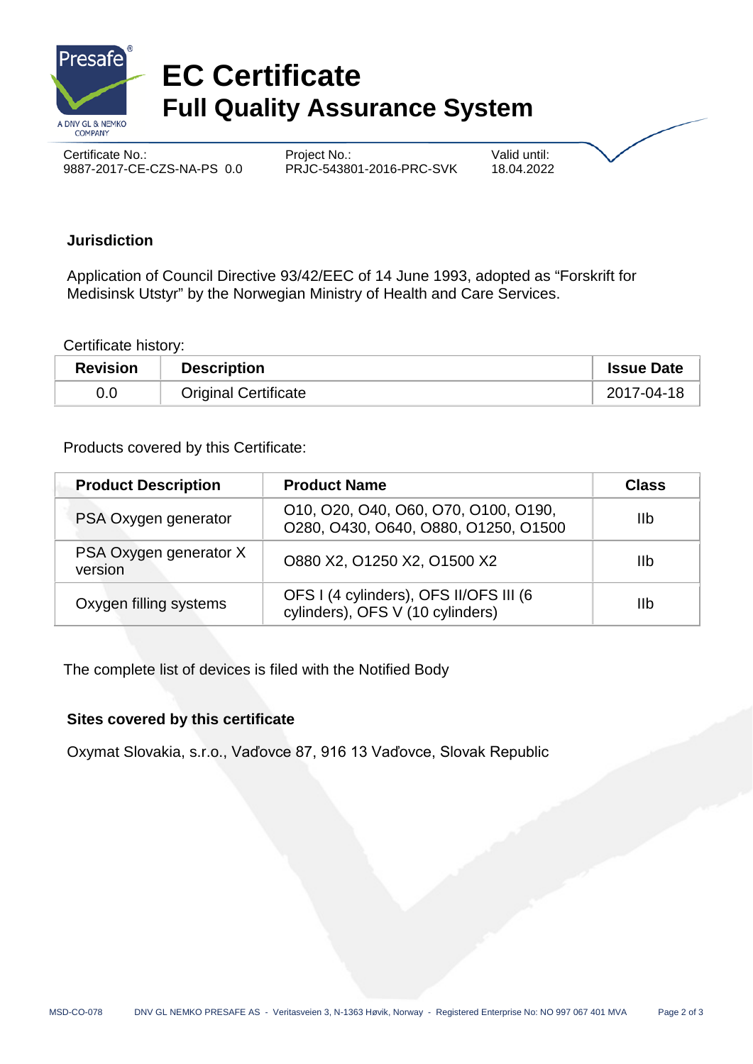# EC Certificate
## Full Quality Assurance System

| Certificate No.: | Project No.: | Valid until: |
|---|---|---|
| 9887-2017-CE-CZS-NA-PS 0.0 | PRJC-543801-2016-PRC-SVK | 18.04.2022 |

**Jurisdiction**

Application of Council Directive 93/42/EEC of 14 June 1993, adopted as "Forskrift for Medisinsk Utstyr" by the Norwegian Ministry of Health and Care Services.

Certificate history:

| Revision | Description | Issue Date |
|---|---|---|
| 0.0 | Original Certificate | 2017-04-18 |

Products covered by this Certificate:

| Product Description | Product Name | Class |
|---|---|---|
| PSA Oxygen generator | O10, O20, O40, O60, O70, O100, O190, O280, O430, O640, O880, O1250, O1500 | IIb |
| PSA Oxygen generator X version | O880 X2, O1250 X2, O1500 X2 | IIb |
| Oxygen filling systems | OFS I (4 cylinders), OFS II/OFS III (6 cylinders), OFS V (10 cylinders) | IIb |

The complete list of devices is filed with the Notified Body

**Sites covered by this certificate**

Oxymat Slovakia, s.r.o., Vaďovce 87, 916 13 Vaďovce, Slovak Republic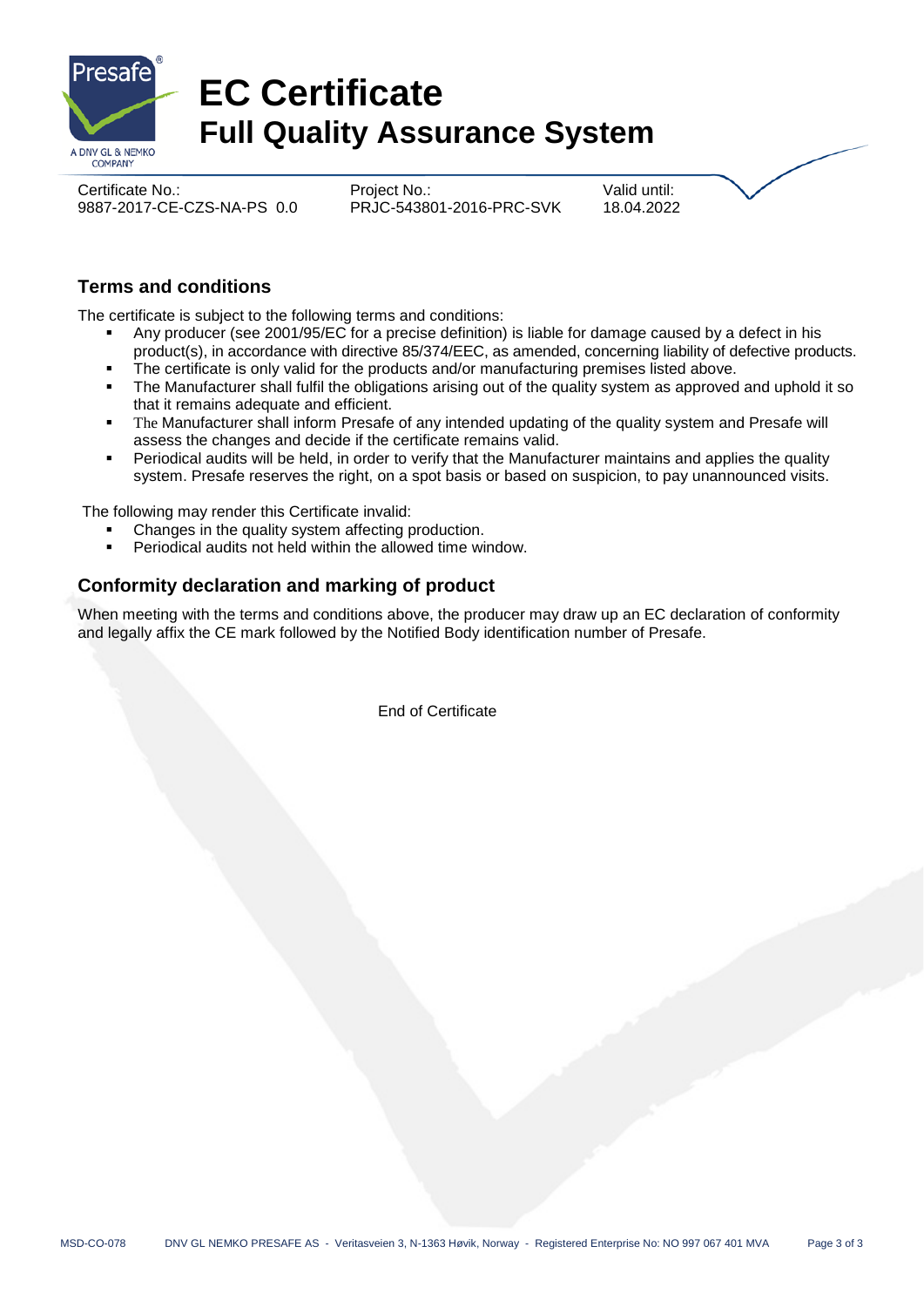# EC Certificate
## Full Quality Assurance System

| Certificate No.: | Project No.: | Valid until: |
|---|---|---|
| 9887-2017-CE-CZS-NA-PS 0.0 | PRJC-543801-2016-PRC-SVK | 18.04.2022 |

### Terms and conditions

The certificate is subject to the following terms and conditions:

- Any producer (see 2001/95/EC for a precise definition) is liable for damage caused by a defect in his product(s), in accordance with directive 85/374/EEC, as amended, concerning liability of defective products.
- The certificate is only valid for the products and/or manufacturing premises listed above.
- The Manufacturer shall fulfil the obligations arising out of the quality system as approved and uphold it so that it remains adequate and efficient.
- The Manufacturer shall inform Presafe of any intended updating of the quality system and Presafe will assess the changes and decide if the certificate remains valid.
- Periodical audits will be held, in order to verify that the Manufacturer maintains and applies the quality system. Presafe reserves the right, on a spot basis or based on suspicion, to pay unannounced visits.

The following may render this Certificate invalid:

- Changes in the quality system affecting production.
- Periodical audits not held within the allowed time window.

### Conformity declaration and marking of product

When meeting with the terms and conditions above, the producer may draw up an EC declaration of conformity and legally affix the CE mark followed by the Notified Body identification number of Presafe.

End of Certificate